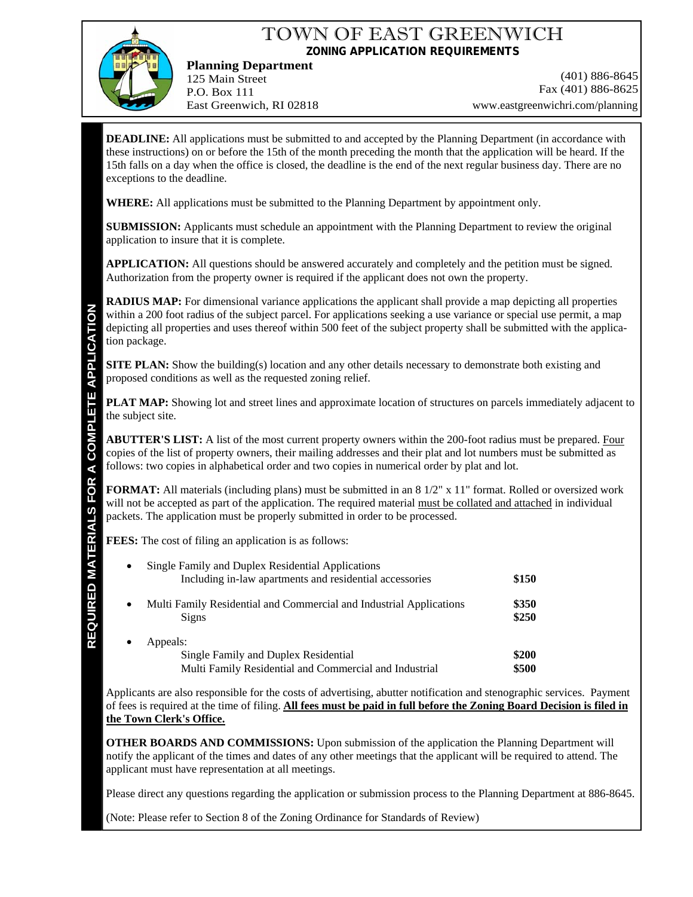# TOWN OF EAST GREENWICH

## ZONING APPLICATION REQUIREMENTS

**Planning Department**
125 Main Street
P.O. Box 111
East Greenwich, RI 02818

(401) 886-8645
Fax (401) 886-8625
www.eastgreenwichri.com/planning

### REQUIRED MATERIALS FOR A COMPLETE APPLICATION

**DEADLINE:** All applications must be submitted to and accepted by the Planning Department (in accordance with these instructions) on or before the 15th of the month preceding the month that the application will be heard. If the 15th falls on a day when the office is closed, the deadline is the end of the next regular business day. There are no exceptions to the deadline.

**WHERE:** All applications must be submitted to the Planning Department by appointment only.

**SUBMISSION:** Applicants must schedule an appointment with the Planning Department to review the original application to insure that it is complete.

**APPLICATION:** All questions should be answered accurately and completely and the petition must be signed. Authorization from the property owner is required if the applicant does not own the property.

**RADIUS MAP:** For dimensional variance applications the applicant shall provide a map depicting all properties within a 200 foot radius of the subject parcel. For applications seeking a use variance or special use permit, a map depicting all properties and uses thereof within 500 feet of the subject property shall be submitted with the application package.

**SITE PLAN:** Show the building(s) location and any other details necessary to demonstrate both existing and proposed conditions as well as the requested zoning relief.

**PLAT MAP:** Showing lot and street lines and approximate location of structures on parcels immediately adjacent to the subject site.

**ABUTTER'S LIST:** A list of the most current property owners within the 200-foot radius must be prepared. Four copies of the list of property owners, their mailing addresses and their plat and lot numbers must be submitted as follows: two copies in alphabetical order and two copies in numerical order by plat and lot.

**FORMAT:** All materials (including plans) must be submitted in an 8 1/2" x 11" format. Rolled or oversized work will not be accepted as part of the application. The required material must be collated and attached in individual packets. The application must be properly submitted in order to be processed.

**FEES:** The cost of filing an application is as follows:

- Single Family and Duplex Residential Applications
  - Including in-law apartments and residential accessories — **$150**
- Multi Family Residential and Commercial and Industrial Applications — **$350**
  - Signs — **$250**
- Appeals:
  - Single Family and Duplex Residential — **$200**
  - Multi Family Residential and Commercial and Industrial — **$500**

Applicants are also responsible for the costs of advertising, abutter notification and stenographic services. Payment of fees is required at the time of filing. **All fees must be paid in full before the Zoning Board Decision is filed in the Town Clerk's Office.**

**OTHER BOARDS AND COMMISSIONS:** Upon submission of the application the Planning Department will notify the applicant of the times and dates of any other meetings that the applicant will be required to attend. The applicant must have representation at all meetings.

Please direct any questions regarding the application or submission process to the Planning Department at 886-8645.

(Note: Please refer to Section 8 of the Zoning Ordinance for Standards of Review)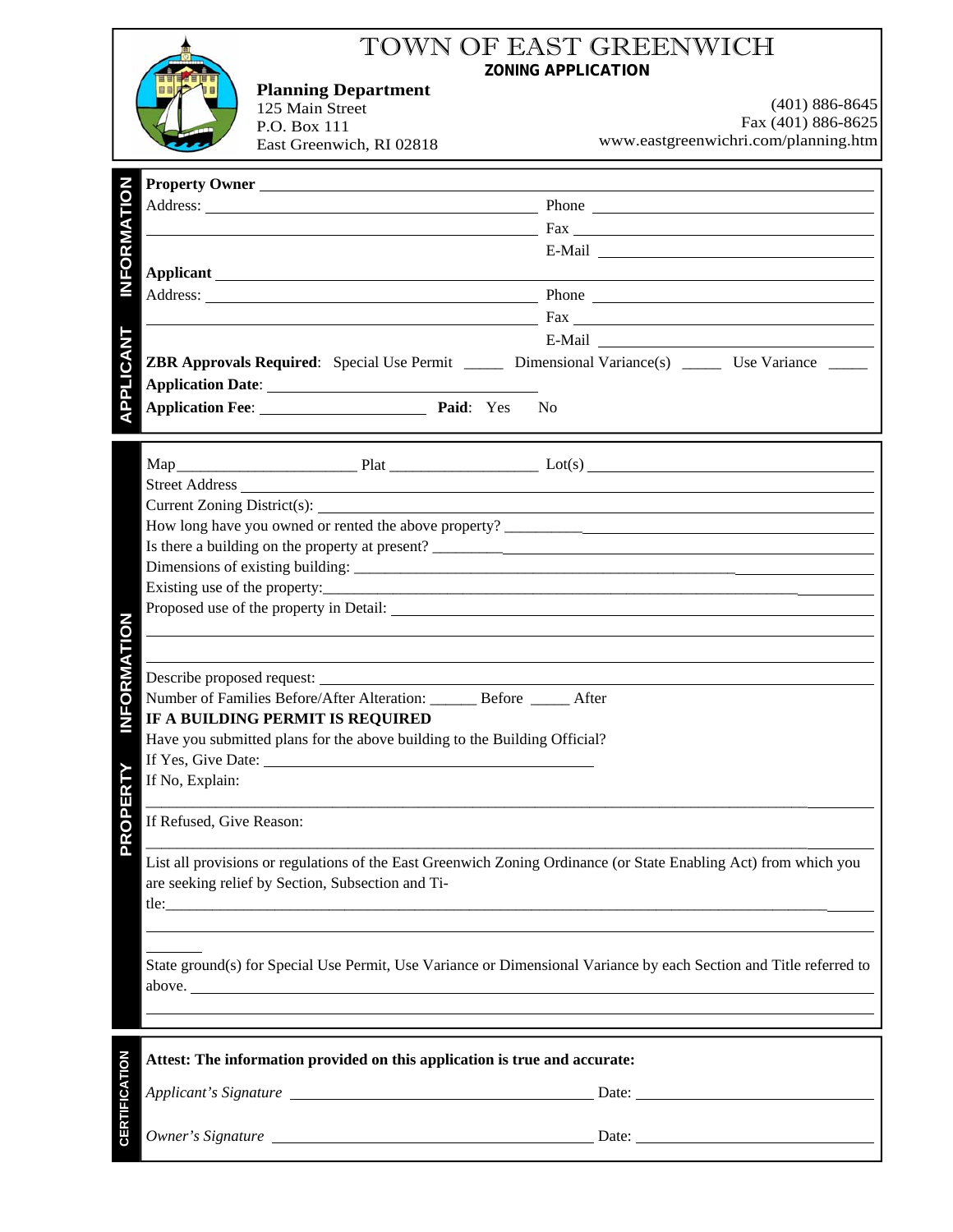# TOWN OF EAST GREENWICH

## ZONING APPLICATION

**Planning Department**
125 Main Street
P.O. Box 111
East Greenwich, RI 02818

(401) 886-8645
Fax (401) 886-8625
www.eastgreenwichri.com/planning.htm

## APPLICANT INFORMATION

**Property Owner** ______________________________

Address: ______________________________ Phone ______________________________

______________________________ Fax ______________________________

E-Mail ______________________________

**Applicant** ______________________________

Address: ______________________________ Phone ______________________________

______________________________ Fax ______________________________

E-Mail ______________________________

**ZBR Approvals Required**: Special Use Permit _____ Dimensional Variance(s) _____ Use Variance _____

**Application Date**: ______________________________

**Application Fee**: ______________________________ **Paid**: Yes No

## PROPERTY INFORMATION

Map ______________ Plat ______________ Lot(s) ______________

Street Address ______________________________

Current Zoning District(s): ______________________________

How long have you owned or rented the above property? ______________________________

Is there a building on the property at present? ______________________________

Dimensions of existing building: ______________________________

Existing use of the property: ______________________________

Proposed use of the property in Detail: ______________________________

______________________________

______________________________

Describe proposed request: ______________________________

Number of Families Before/After Alteration: ______ Before _____ After

**IF A BUILDING PERMIT IS REQUIRED**

Have you submitted plans for the above building to the Building Official?

If Yes, Give Date: ______________________________

If No, Explain:

______________________________

If Refused, Give Reason:

______________________________

List all provisions or regulations of the East Greenwich Zoning Ordinance (or State Enabling Act) from which you are seeking relief by Section, Subsection and Title: ______________________________

______________________________

State ground(s) for Special Use Permit, Use Variance or Dimensional Variance by each Section and Title referred to above. ______________________________

______________________________

## CERTIFICATION

**Attest: The information provided on this application is true and accurate:**

*Applicant's Signature* ______________________________ Date: ______________

*Owner's Signature* ______________________________ Date: ______________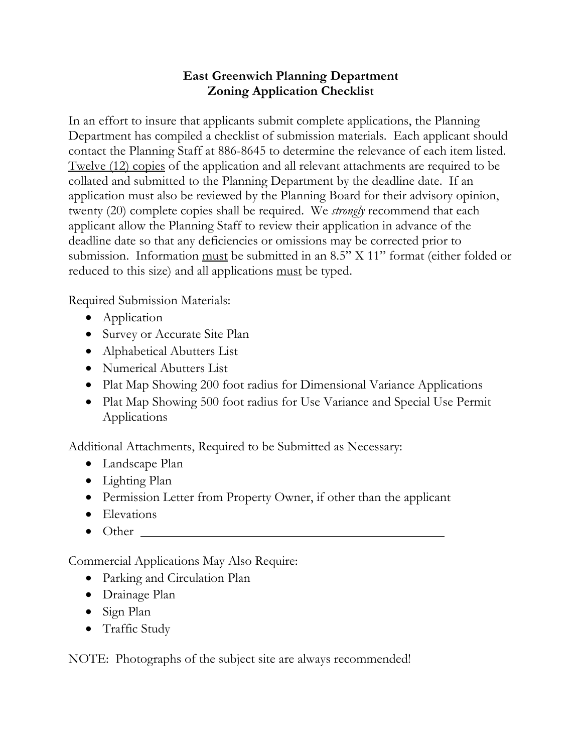# East Greenwich Planning Department
## Zoning Application Checklist

In an effort to insure that applicants submit complete applications, the Planning Department has compiled a checklist of submission materials. Each applicant should contact the Planning Staff at 886-8645 to determine the relevance of each item listed. <u>Twelve (12) copies</u> of the application and all relevant attachments are required to be collated and submitted to the Planning Department by the deadline date. If an application must also be reviewed by the Planning Board for their advisory opinion, twenty (20) complete copies shall be required. We *strongly* recommend that each applicant allow the Planning Staff to review their application in advance of the deadline date so that any deficiencies or omissions may be corrected prior to submission. Information <u>must</u> be submitted in an 8.5" X 11" format (either folded or reduced to this size) and all applications <u>must</u> be typed.

Required Submission Materials:

- Application
- Survey or Accurate Site Plan
- Alphabetical Abutters List
- Numerical Abutters List
- Plat Map Showing 200 foot radius for Dimensional Variance Applications
- Plat Map Showing 500 foot radius for Use Variance and Special Use Permit Applications

Additional Attachments, Required to be Submitted as Necessary:

- Landscape Plan
- Lighting Plan
- Permission Letter from Property Owner, if other than the applicant
- Elevations
- Other ______________________________________________

Commercial Applications May Also Require:

- Parking and Circulation Plan
- Drainage Plan
- Sign Plan
- Traffic Study

NOTE: Photographs of the subject site are always recommended!